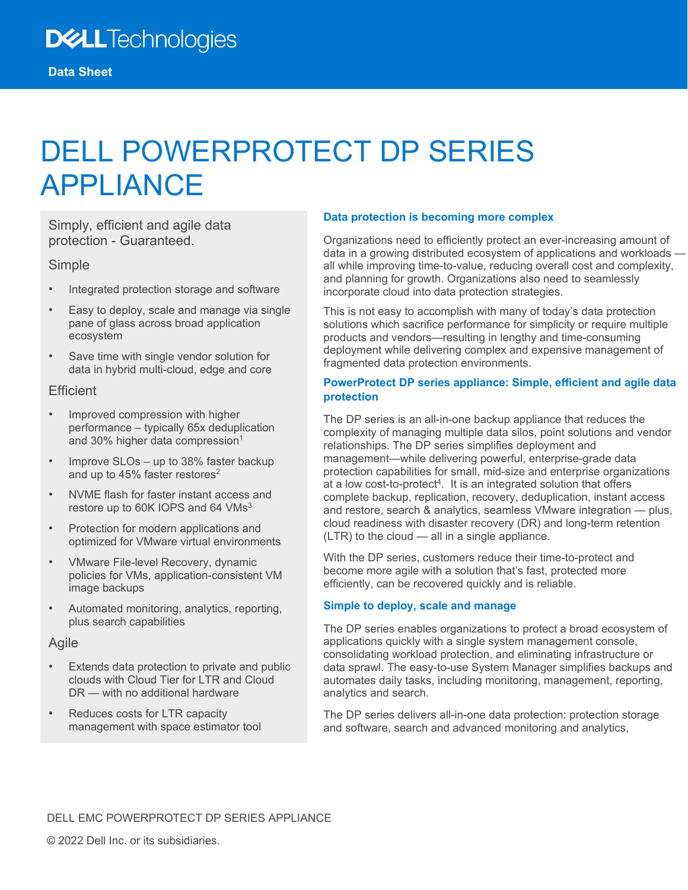Dell Technologies

Data Sheet

# DELL POWERPROTECT DP SERIES APPLIANCE

Simply, efficient and agile data protection - Guaranteed.

### Simple

- Integrated protection storage and software
- Easy to deploy, scale and manage via single pane of glass across broad application ecosystem
- Save time with single vendor solution for data in hybrid multi-cloud, edge and core

### Efficient

- Improved compression with higher performance – typically 65x deduplication and 30% higher data compression[1]
- Improve SLOs – up to 38% faster backup and up to 45% faster restores[2]
- NVME flash for faster instant access and restore up to 60K IOPS and 64 VMs[3]
- Protection for modern applications and optimized for VMware virtual environments
- VMware File-level Recovery, dynamic policies for VMs, application-consistent VM image backups
- Automated monitoring, analytics, reporting, plus search capabilities

### Agile

- Extends data protection to private and public clouds with Cloud Tier for LTR and Cloud DR — with no additional hardware
- Reduces costs for LTR capacity management with space estimator tool

## Data protection is becoming more complex

Organizations need to efficiently protect an ever-increasing amount of data in a growing distributed ecosystem of applications and workloads — all while improving time-to-value, reducing overall cost and complexity, and planning for growth. Organizations also need to seamlessly incorporate cloud into data protection strategies.

This is not easy to accomplish with many of today's data protection solutions which sacrifice performance for simplicity or require multiple products and vendors—resulting in lengthy and time-consuming deployment while delivering complex and expensive management of fragmented data protection environments.

## PowerProtect DP series appliance: Simple, efficient and agile data protection

The DP series is an all-in-one backup appliance that reduces the complexity of managing multiple data silos, point solutions and vendor relationships. The DP series simplifies deployment and management—while delivering powerful, enterprise-grade data protection capabilities for small, mid-size and enterprise organizations at a low cost-to-protect[4]. It is an integrated solution that offers complete backup, replication, recovery, deduplication, instant access and restore, search & analytics, seamless VMware integration — plus, cloud readiness with disaster recovery (DR) and long-term retention (LTR) to the cloud — all in a single appliance.

With the DP series, customers reduce their time-to-protect and become more agile with a solution that's fast, protected more efficiently, can be recovered quickly and is reliable.

## Simple to deploy, scale and manage

The DP series enables organizations to protect a broad ecosystem of applications quickly with a single system management console, consolidating workload protection, and eliminating infrastructure or data sprawl. The easy-to-use System Manager simplifies backups and automates daily tasks, including monitoring, management, reporting, analytics and search.

The DP series delivers all-in-one data protection: protection storage and software, search and advanced monitoring and analytics,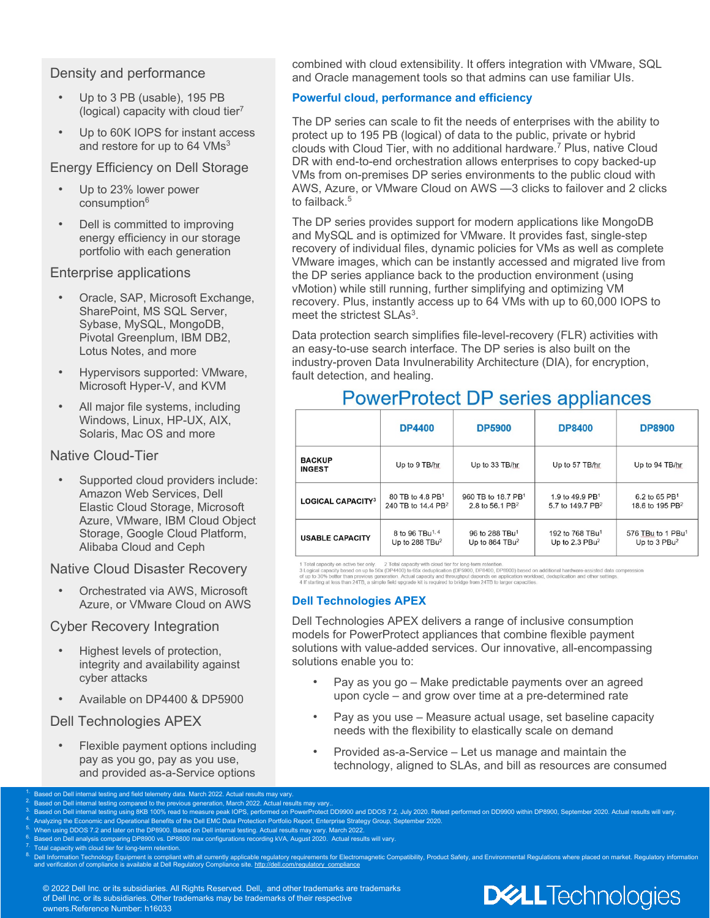## Density and performance

- Up to 3 PB (usable), 195 PB (logical) capacity with cloud tier[7]
- Up to 60K IOPS for instant access and restore for up to 64 VMs[3]

## Energy Efficiency on Dell Storage

- Up to 23% lower power consumption[6]
- Dell is committed to improving energy efficiency in our storage portfolio with each generation

## Enterprise applications

- Oracle, SAP, Microsoft Exchange, SharePoint, MS SQL Server, Sybase, MySQL, MongoDB, Pivotal Greenplum, IBM DB2, Lotus Notes, and more
- Hypervisors supported: VMware, Microsoft Hyper-V, and KVM
- All major file systems, including Windows, Linux, HP-UX, AIX, Solaris, Mac OS and more

## Native Cloud-Tier

- Supported cloud providers include: Amazon Web Services, Dell Elastic Cloud Storage, Microsoft Azure, VMware, IBM Cloud Object Storage, Google Cloud Platform, Alibaba Cloud and Ceph

## Native Cloud Disaster Recovery

- Orchestrated via AWS, Microsoft Azure, or VMware Cloud on AWS

## Cyber Recovery Integration

- Highest levels of protection, integrity and availability against cyber attacks
- Available on DP4400 & DP5900

## Dell Technologies APEX

- Flexible payment options including pay as you go, pay as you use, and provided as-a-Service options

combined with cloud extensibility. It offers integration with VMware, SQL and Oracle management tools so that admins can use familiar UIs.

### Powerful cloud, performance and efficiency

The DP series can scale to fit the needs of enterprises with the ability to protect up to 195 PB (logical) of data to the public, private or hybrid clouds with Cloud Tier, with no additional hardware.[7] Plus, native Cloud DR with end-to-end orchestration allows enterprises to copy backed-up VMs from on-premises DP series environments to the public cloud with AWS, Azure, or VMware Cloud on AWS —3 clicks to failover and 2 clicks to failback.[5]

The DP series provides support for modern applications like MongoDB and MySQL and is optimized for VMware. It provides fast, single-step recovery of individual files, dynamic policies for VMs as well as complete VMware images, which can be instantly accessed and migrated live from the DP series appliance back to the production environment (using vMotion) while still running, further simplifying and optimizing VM recovery. Plus, instantly access up to 64 VMs with up to 60,000 IOPS to meet the strictest SLAs[3].

Data protection search simplifies file-level-recovery (FLR) activities with an easy-to-use search interface. The DP series is also built on the industry-proven Data Invulnerability Architecture (DIA), for encryption, fault detection, and healing.

## PowerProtect DP series appliances

| | DP4400 | DP5900 | DP8400 | DP8900 |
|---|---|---|---|---|
| BACKUP INGEST | Up to 9 TB/hr | Up to 33 TB/hr | Up to 57 TB/hr | Up to 94 TB/hr |
| LOGICAL CAPACITY[3] | 80 TB to 4.8 PB[1]<br>240 TB to 14.4 PB[2] | 960 TB to 18.7 PB[1]<br>2.8 to 56.1 PB[2] | 1.9 to 49.9 PB[1]<br>5.7 to 149.7 PB[2] | 6.2 to 65 PB[1]<br>18.6 to 195 PB[2] |
| USABLE CAPACITY | 8 to 96 TBu[1, 4]<br>Up to 288 TBu[2] | 96 to 288 TBu[1]<br>Up to 864 TBu[2] | 192 to 768 TBu[1]<br>Up to 2.3 PBu[2] | 576 TBu to 1 PBu[1]<br>Up to 3 PBu[2] |

1 Total capacity on active tier only. 2 Total capacity with cloud tier for long-term retention.
3 Logical capacity based on up to 50x (DP4400) to 65x deduplication (DP5900, DP8400, DP8900) based on additional hardware-assisted data compression of up to 30% better than previous generation. Actual capacity and throughput depends on application workload, deduplication and other settings.
4 If starting at less than 24TB, a simple field upgrade kit is required to bridge from 24TB to larger capacities.

### Dell Technologies APEX

Dell Technologies APEX delivers a range of inclusive consumption models for PowerProtect appliances that combine flexible payment solutions with value-added services. Our innovative, all-encompassing solutions enable you to:

- Pay as you go – Make predictable payments over an agreed upon cycle – and grow over time at a pre-determined rate
- Pay as you use – Measure actual usage, set baseline capacity needs with the flexibility to elastically scale on demand
- Provided as-a-Service – Let us manage and maintain the technology, aligned to SLAs, and bill as resources are consumed

1. Based on Dell internal testing and field telemetry data. March 2022. Actual results may vary.
2. Based on Dell internal testing compared to the previous generation, March 2022. Actual results may vary..
3. Based on Dell internal testing using 8KB 100% read to measure peak IOPS, performed on PowerProtect DD9900 and DDOS 7.2, July 2020. Retest performed on DD9900 within DP8900, September 2020. Actual results will vary.
4. Analyzing the Economic and Operational Benefits of the Dell EMC Data Protection Portfolio Report, Enterprise Strategy Group, September 2020.
5. When using DDOS 7.2 and later on the DP8900. Based on Dell internal testing. Actual results may vary. March 2022.
6. Based on Dell analysis comparing DP8900 vs. DP8800 max configurations recording kVA, August 2020. Actual results will vary.
7. Total capacity with cloud tier for long-term retention.
8. Dell Information Technology Equipment is compliant with all currently applicable regulatory requirements for Electromagnetic Compatibility, Product Safety, and Environmental Regulations where placed on market. Regulatory information and verification of compliance is available at Dell Regulatory Compliance site. http://dell.com/regulatory_compliance

© 2022 Dell Inc. or its subsidiaries. All Rights Reserved. Dell, and other trademarks are trademarks of Dell Inc. or its subsidiaries. Other trademarks may be trademarks of their respective owners.Reference Number: h16033

DELL Technologies